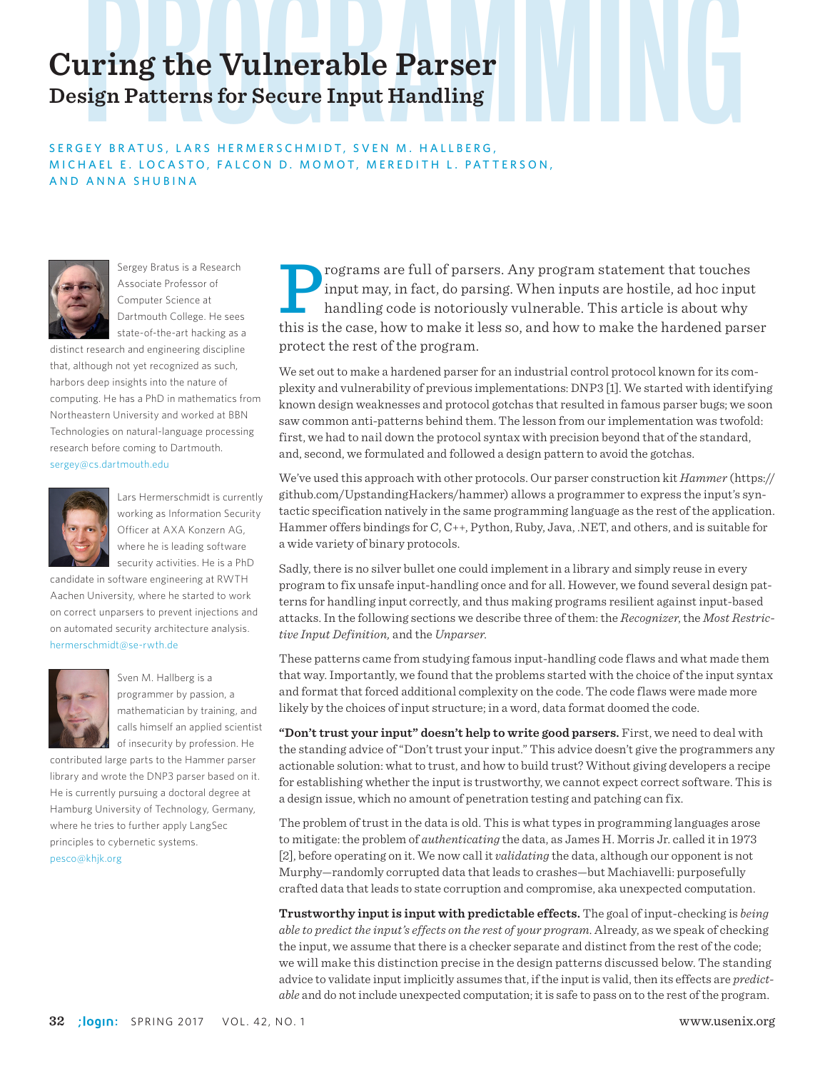# Curing the Vulnerable Parser

## Design Patterns for Secure Input Handling

SERGEY BRATUS, LARS HERMERSCHMIDT, SVEN M. HALLBERG, MICHAEL E. LOCASTO, FALCON D. MOMOT, MEREDITH L. PATTERSON, AND ANNA SHUBINA

Sergey Bratus is a Research Associate Professor of Computer Science at Dartmouth College. He sees state-of-the-art hacking as a distinct research and engineering discipline that, although not yet recognized as such, harbors deep insights into the nature of computing. He has a PhD in mathematics from Northeastern University and worked at BBN Technologies on natural-language processing research before coming to Dartmouth. sergey@cs.dartmouth.edu

Lars Hermerschmidt is currently working as Information Security Officer at AXA Konzern AG, where he is leading software security activities. He is a PhD candidate in software engineering at RWTH Aachen University, where he started to work on correct unparsers to prevent injections and on automated security architecture analysis. hermerschmidt@se-rwth.de

Sven M. Hallberg is a programmer by passion, a mathematician by training, and calls himself an applied scientist of insecurity by profession. He contributed large parts to the Hammer parser library and wrote the DNP3 parser based on it. He is currently pursuing a doctoral degree at Hamburg University of Technology, Germany, where he tries to further apply LangSec principles to cybernetic systems. pesco@khjk.org

Programs are full of parsers. Any program statement that touches input may, in fact, do parsing. When inputs are hostile, ad hoc input handling code is notoriously vulnerable. This article is about why this is the case, how to make it less so, and how to make the hardened parser protect the rest of the program.

We set out to make a hardened parser for an industrial control protocol known for its complexity and vulnerability of previous implementations: DNP3 [1]. We started with identifying known design weaknesses and protocol gotchas that resulted in famous parser bugs; we soon saw common anti-patterns behind them. The lesson from our implementation was twofold: first, we had to nail down the protocol syntax with precision beyond that of the standard, and, second, we formulated and followed a design pattern to avoid the gotchas.

We've used this approach with other protocols. Our parser construction kit *Hammer* (https://github.com/UpstandingHackers/hammer) allows a programmer to express the input's syntactic specification natively in the same programming language as the rest of the application. Hammer offers bindings for C, C++, Python, Ruby, Java, .NET, and others, and is suitable for a wide variety of binary protocols.

Sadly, there is no silver bullet one could implement in a library and simply reuse in every program to fix unsafe input-handling once and for all. However, we found several design patterns for handling input correctly, and thus making programs resilient against input-based attacks. In the following sections we describe three of them: the *Recognizer*, the *Most Restrictive Input Definition*, and the *Unparser*.

These patterns came from studying famous input-handling code flaws and what made them that way. Importantly, we found that the problems started with the choice of the input syntax and format that forced additional complexity on the code. The code flaws were made more likely by the choices of input structure; in a word, data format doomed the code.

**"Don't trust your input" doesn't help to write good parsers.** First, we need to deal with the standing advice of "Don't trust your input." This advice doesn't give the programmers any actionable solution: what to trust, and how to build trust? Without giving developers a recipe for establishing whether the input is trustworthy, we cannot expect correct software. This is a design issue, which no amount of penetration testing and patching can fix.

The problem of trust in the data is old. This is what types in programming languages arose to mitigate: the problem of *authenticating* the data, as James H. Morris Jr. called it in 1973 [2], before operating on it. We now call it *validating* the data, although our opponent is not Murphy—randomly corrupted data that leads to crashes—but Machiavelli: purposefully crafted data that leads to state corruption and compromise, aka unexpected computation.

**Trustworthy input is input with predictable effects.** The goal of input-checking is *being able to predict the input's effects on the rest of your program.* Already, as we speak of checking the input, we assume that there is a checker separate and distinct from the rest of the code; we will make this distinction precise in the design patterns discussed below. The standing advice to validate input implicitly assumes that, if the input is valid, then its effects are *predictable* and do not include unexpected computation; it is safe to pass on to the rest of the program.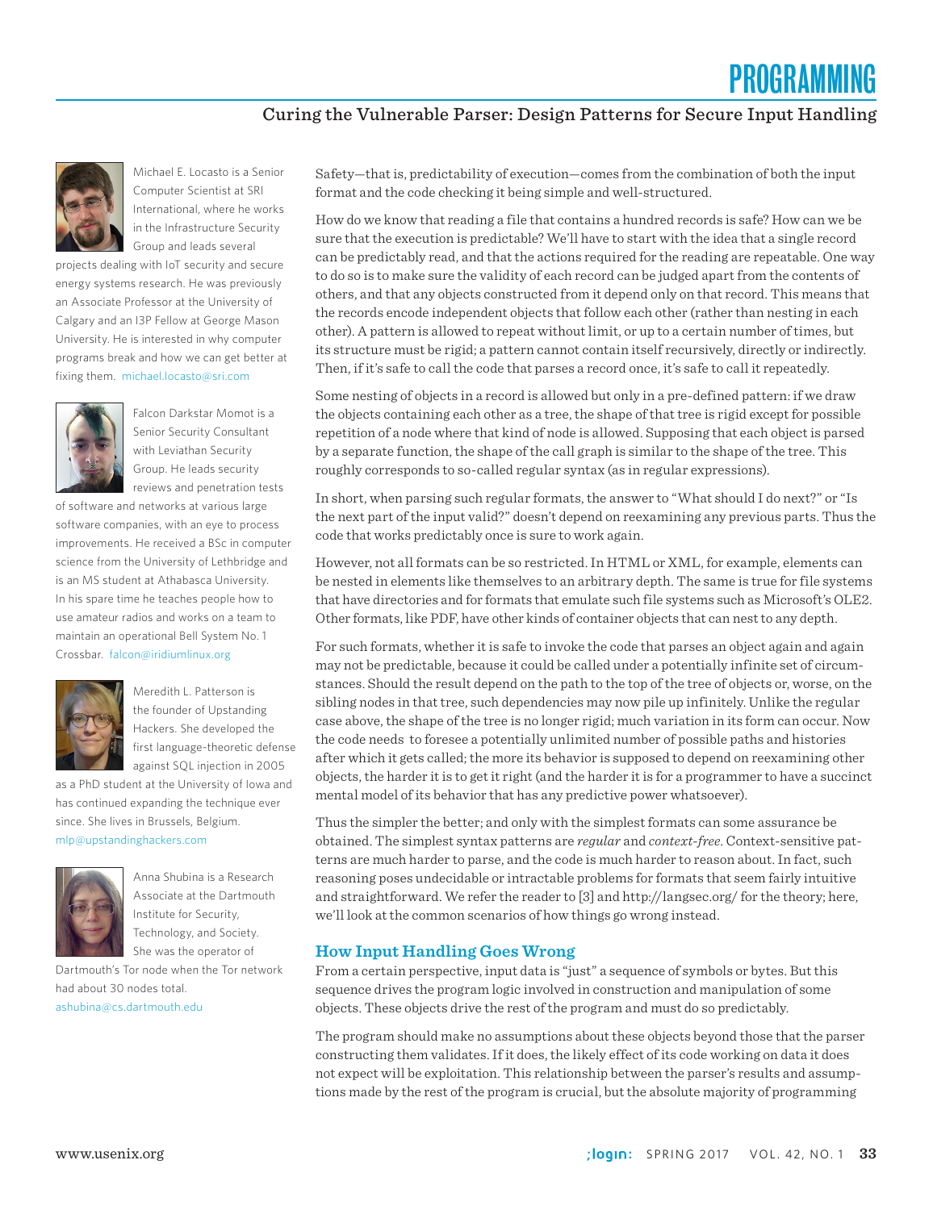Michael E. Locasto is a Senior Computer Scientist at SRI International, where he works in the Infrastructure Security Group and leads several projects dealing with IoT security and secure energy systems research. He was previously an Associate Professor at the University of Calgary and an I3P Fellow at George Mason University. He is interested in why computer programs break and how we can get better at fixing them. michael.locasto@sri.com

Falcon Darkstar Momot is a Senior Security Consultant with Leviathan Security Group. He leads security reviews and penetration tests of software and networks at various large software companies, with an eye to process improvements. He received a BSc in computer science from the University of Lethbridge and is an MS student at Athabasca University. In his spare time he teaches people how to use amateur radios and works on a team to maintain an operational Bell System No. 1 Crossbar. falcon@iridiumlinux.org

Meredith L. Patterson is the founder of Upstanding Hackers. She developed the first language-theoretic defense against SQL injection in 2005 as a PhD student at the University of Iowa and has continued expanding the technique ever since. She lives in Brussels, Belgium. mlp@upstandinghackers.com

Anna Shubina is a Research Associate at the Dartmouth Institute for Security, Technology, and Society. She was the operator of Dartmouth's Tor node when the Tor network had about 30 nodes total. ashubina@cs.dartmouth.edu

Safety—that is, predictability of execution—comes from the combination of both the input format and the code checking it being simple and well-structured.

How do we know that reading a file that contains a hundred records is safe? How can we be sure that the execution is predictable? We'll have to start with the idea that a single record can be predictably read, and that the actions required for the reading are repeatable. One way to do so is to make sure the validity of each record can be judged apart from the contents of others, and that any objects constructed from it depend only on that record. This means that the records encode independent objects that follow each other (rather than nesting in each other). A pattern is allowed to repeat without limit, or up to a certain number of times, but its structure must be rigid; a pattern cannot contain itself recursively, directly or indirectly. Then, if it's safe to call the code that parses a record once, it's safe to call it repeatedly.

Some nesting of objects in a record is allowed but only in a pre-defined pattern: if we draw the objects containing each other as a tree, the shape of that tree is rigid except for possible repetition of a node where that kind of node is allowed. Supposing that each object is parsed by a separate function, the shape of the call graph is similar to the shape of the tree. This roughly corresponds to so-called regular syntax (as in regular expressions).

In short, when parsing such regular formats, the answer to "What should I do next?" or "Is the next part of the input valid?" doesn't depend on reexamining any previous parts. Thus the code that works predictably once is sure to work again.

However, not all formats can be so restricted. In HTML or XML, for example, elements can be nested in elements like themselves to an arbitrary depth. The same is true for file systems that have directories and for formats that emulate such file systems such as Microsoft's OLE2. Other formats, like PDF, have other kinds of container objects that can nest to any depth.

For such formats, whether it is safe to invoke the code that parses an object again and again may not be predictable, because it could be called under a potentially infinite set of circumstances. Should the result depend on the path to the top of the tree of objects or, worse, on the sibling nodes in that tree, such dependencies may now pile up infinitely. Unlike the regular case above, the shape of the tree is no longer rigid; much variation in its form can occur. Now the code needs to foresee a potentially unlimited number of possible paths and histories after which it gets called; the more its behavior is supposed to depend on reexamining other objects, the harder it is to get it right (and the harder it is for a programmer to have a succinct mental model of its behavior that has any predictive power whatsoever).

Thus the simpler the better; and only with the simplest formats can some assurance be obtained. The simplest syntax patterns are *regular* and *context-free*. Context-sensitive patterns are much harder to parse, and the code is much harder to reason about. In fact, such reasoning poses undecidable or intractable problems for formats that seem fairly intuitive and straightforward. We refer the reader to [3] and http://langsec.org/ for the theory; here, we'll look at the common scenarios of how things go wrong instead.

## How Input Handling Goes Wrong

From a certain perspective, input data is "just" a sequence of symbols or bytes. But this sequence drives the program logic involved in construction and manipulation of some objects. These objects drive the rest of the program and must do so predictably.

The program should make no assumptions about these objects beyond those that the parser constructing them validates. If it does, the likely effect of its code working on data it does not expect will be exploitation. This relationship between the parser's results and assumptions made by the rest of the program is crucial, but the absolute majority of programming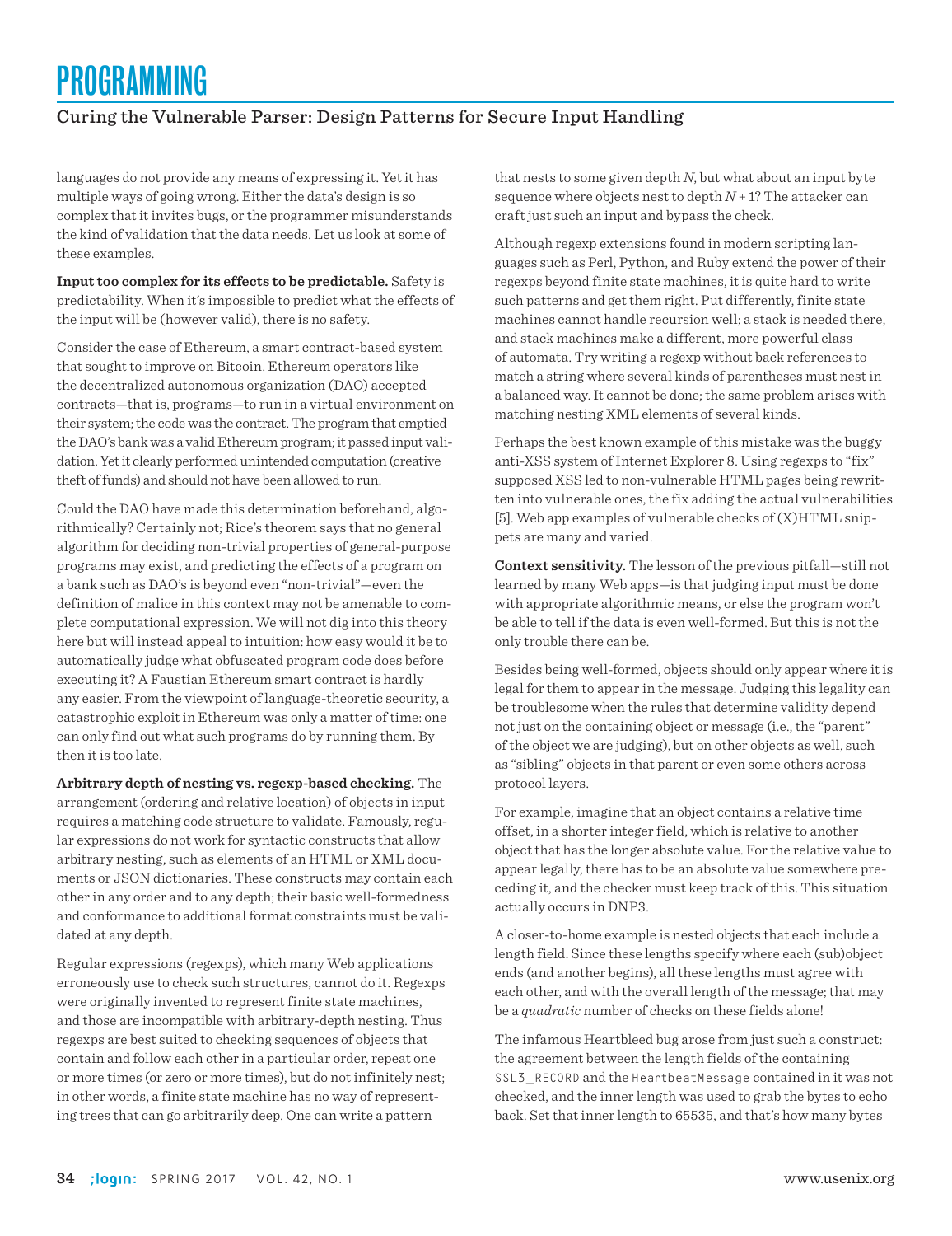languages do not provide any means of expressing it. Yet it has multiple ways of going wrong. Either the data's design is so complex that it invites bugs, or the programmer misunderstands the kind of validation that the data needs. Let us look at some of these examples.

**Input too complex for its effects to be predictable.** Safety is predictability. When it's impossible to predict what the effects of the input will be (however valid), there is no safety.

Consider the case of Ethereum, a smart contract-based system that sought to improve on Bitcoin. Ethereum operators like the decentralized autonomous organization (DAO) accepted contracts—that is, programs—to run in a virtual environment on their system; the code was the contract. The program that emptied the DAO's bank was a valid Ethereum program; it passed input validation. Yet it clearly performed unintended computation (creative theft of funds) and should not have been allowed to run.

Could the DAO have made this determination beforehand, algorithmically? Certainly not; Rice's theorem says that no general algorithm for deciding non-trivial properties of general-purpose programs may exist, and predicting the effects of a program on a bank such as DAO's is beyond even "non-trivial"—even the definition of malice in this context may not be amenable to complete computational expression. We will not dig into this theory here but will instead appeal to intuition: how easy would it be to automatically judge what obfuscated program code does before executing it? A Faustian Ethereum smart contract is hardly any easier. From the viewpoint of language-theoretic security, a catastrophic exploit in Ethereum was only a matter of time: one can only find out what such programs do by running them. By then it is too late.

**Arbitrary depth of nesting vs. regexp-based checking.** The arrangement (ordering and relative location) of objects in input requires a matching code structure to validate. Famously, regular expressions do not work for syntactic constructs that allow arbitrary nesting, such as elements of an HTML or XML documents or JSON dictionaries. These constructs may contain each other in any order and to any depth; their basic well-formedness and conformance to additional format constraints must be validated at any depth.

Regular expressions (regexps), which many Web applications erroneously use to check such structures, cannot do it. Regexps were originally invented to represent finite state machines, and those are incompatible with arbitrary-depth nesting. Thus regexps are best suited to checking sequences of objects that contain and follow each other in a particular order, repeat one or more times (or zero or more times), but do not infinitely nest; in other words, a finite state machine has no way of representing trees that can go arbitrarily deep. One can write a pattern that nests to some given depth $N$, but what about an input byte sequence where objects nest to depth $N + 1$? The attacker can craft just such an input and bypass the check.

Although regexp extensions found in modern scripting languages such as Perl, Python, and Ruby extend the power of their regexps beyond finite state machines, it is quite hard to write such patterns and get them right. Put differently, finite state machines cannot handle recursion well; a stack is needed there, and stack machines make a different, more powerful class of automata. Try writing a regexp without back references to match a string where several kinds of parentheses must nest in a balanced way. It cannot be done; the same problem arises with matching nesting XML elements of several kinds.

Perhaps the best known example of this mistake was the buggy anti-XSS system of Internet Explorer 8. Using regexps to "fix" supposed XSS led to non-vulnerable HTML pages being rewritten into vulnerable ones, the fix adding the actual vulnerabilities [5]. Web app examples of vulnerable checks of (X)HTML snippets are many and varied.

**Context sensitivity.** The lesson of the previous pitfall—still not learned by many Web apps—is that judging input must be done with appropriate algorithmic means, or else the program won't be able to tell if the data is even well-formed. But this is not the only trouble there can be.

Besides being well-formed, objects should only appear where it is legal for them to appear in the message. Judging this legality can be troublesome when the rules that determine validity depend not just on the containing object or message (i.e., the "parent" of the object we are judging), but on other objects as well, such as "sibling" objects in that parent or even some others across protocol layers.

For example, imagine that an object contains a relative time offset, in a shorter integer field, which is relative to another object that has the longer absolute value. For the relative value to appear legally, there has to be an absolute value somewhere preceding it, and the checker must keep track of this. This situation actually occurs in DNP3.

A closer-to-home example is nested objects that each include a length field. Since these lengths specify where each (sub)object ends (and another begins), all these lengths must agree with each other, and with the overall length of the message; that may be a *quadratic* number of checks on these fields alone!

The infamous Heartbleed bug arose from just such a construct: the agreement between the length fields of the containing `SSL3_RECORD` and the `HeartbeatMessage` contained in it was not checked, and the inner length was used to grab the bytes to echo back. Set that inner length to 65535, and that's how many bytes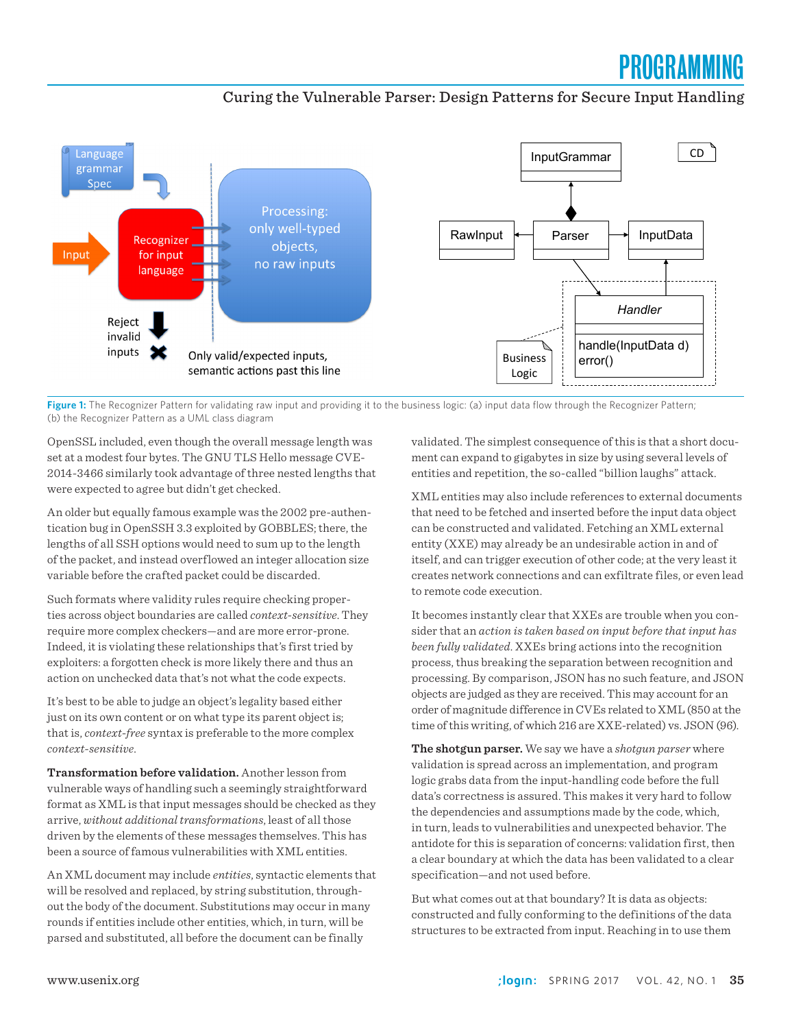**Figure 1:** The Recognizer Pattern for validating raw input and providing it to the business logic: (a) input data flow through the Recognizer Pattern; (b) the Recognizer Pattern as a UML class diagram

OpenSSL included, even though the overall message length was set at a modest four bytes. The GNU TLS Hello message CVE-2014-3466 similarly took advantage of three nested lengths that were expected to agree but didn't get checked.

An older but equally famous example was the 2002 pre-authentication bug in OpenSSH 3.3 exploited by GOBBLES; there, the lengths of all SSH options would need to sum up to the length of the packet, and instead overflowed an integer allocation size variable before the crafted packet could be discarded.

Such formats where validity rules require checking properties across object boundaries are called *context-sensitive*. They require more complex checkers—and are more error-prone. Indeed, it is violating these relationships that's first tried by exploiters: a forgotten check is more likely there and thus an action on unchecked data that's not what the code expects.

It's best to be able to judge an object's legality based either just on its own content or on what type its parent object is; that is, *context-free* syntax is preferable to the more complex *context-sensitive*.

**Transformation before validation.** Another lesson from vulnerable ways of handling such a seemingly straightforward format as XML is that input messages should be checked as they arrive, *without additional transformations*, least of all those driven by the elements of these messages themselves. This has been a source of famous vulnerabilities with XML entities.

An XML document may include *entities*, syntactic elements that will be resolved and replaced, by string substitution, throughout the body of the document. Substitutions may occur in many rounds if entities include other entities, which, in turn, will be parsed and substituted, all before the document can be finally validated. The simplest consequence of this is that a short document can expand to gigabytes in size by using several levels of entities and repetition, the so-called "billion laughs" attack.

XML entities may also include references to external documents that need to be fetched and inserted before the input data object can be constructed and validated. Fetching an XML external entity (XXE) may already be an undesirable action in and of itself, and can trigger execution of other code; at the very least it creates network connections and can exfiltrate files, or even lead to remote code execution.

It becomes instantly clear that XXEs are trouble when you consider that an *action is taken based on input before that input has been fully validated*. XXEs bring actions into the recognition process, thus breaking the separation between recognition and processing. By comparison, JSON has no such feature, and JSON objects are judged as they are received. This may account for an order of magnitude difference in CVEs related to XML (850 at the time of this writing, of which 216 are XXE-related) vs. JSON (96).

**The shotgun parser.** We say we have a *shotgun parser* where validation is spread across an implementation, and program logic grabs data from the input-handling code before the full data's correctness is assured. This makes it very hard to follow the dependencies and assumptions made by the code, which, in turn, leads to vulnerabilities and unexpected behavior. The antidote for this is separation of concerns: validation first, then a clear boundary at which the data has been validated to a clear specification—and not used before.

But what comes out at that boundary? It is data as objects: constructed and fully conforming to the definitions of the data structures to be extracted from input. Reaching in to use them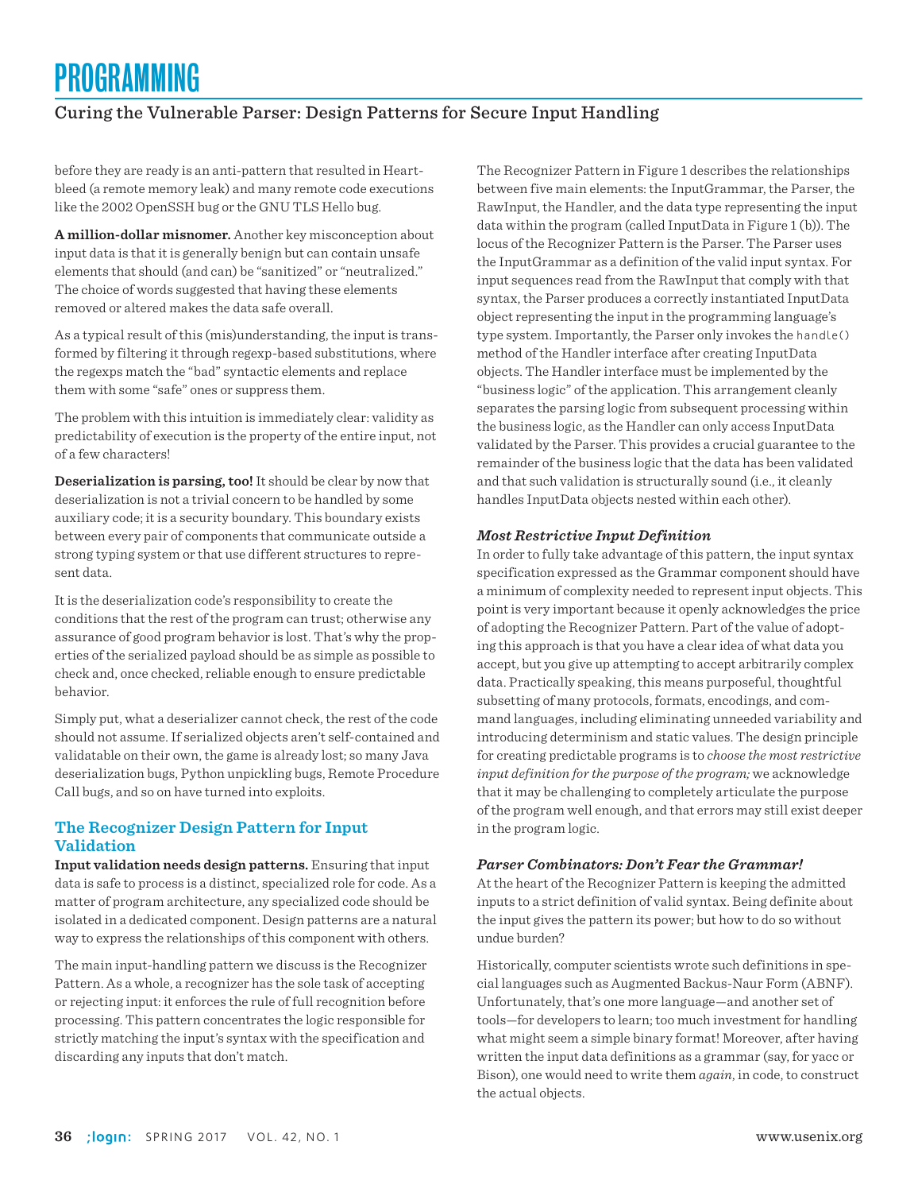before they are ready is an anti-pattern that resulted in Heartbleed (a remote memory leak) and many remote code executions like the 2002 OpenSSH bug or the GNU TLS Hello bug.

**A million-dollar misnomer.** Another key misconception about input data is that it is generally benign but can contain unsafe elements that should (and can) be "sanitized" or "neutralized." The choice of words suggested that having these elements removed or altered makes the data safe overall.

As a typical result of this (mis)understanding, the input is transformed by filtering it through regexp-based substitutions, where the regexps match the "bad" syntactic elements and replace them with some "safe" ones or suppress them.

The problem with this intuition is immediately clear: validity as predictability of execution is the property of the entire input, not of a few characters!

**Deserialization is parsing, too!** It should be clear by now that deserialization is not a trivial concern to be handled by some auxiliary code; it is a security boundary. This boundary exists between every pair of components that communicate outside a strong typing system or that use different structures to represent data.

It is the deserialization code's responsibility to create the conditions that the rest of the program can trust; otherwise any assurance of good program behavior is lost. That's why the properties of the serialized payload should be as simple as possible to check and, once checked, reliable enough to ensure predictable behavior.

Simply put, what a deserializer cannot check, the rest of the code should not assume. If serialized objects aren't self-contained and validatable on their own, the game is already lost; so many Java deserialization bugs, Python unpickling bugs, Remote Procedure Call bugs, and so on have turned into exploits.

## The Recognizer Design Pattern for Input Validation

**Input validation needs design patterns.** Ensuring that input data is safe to process is a distinct, specialized role for code. As a matter of program architecture, any specialized code should be isolated in a dedicated component. Design patterns are a natural way to express the relationships of this component with others.

The main input-handling pattern we discuss is the Recognizer Pattern. As a whole, a recognizer has the sole task of accepting or rejecting input: it enforces the rule of full recognition before processing. This pattern concentrates the logic responsible for strictly matching the input's syntax with the specification and discarding any inputs that don't match.

The Recognizer Pattern in Figure 1 describes the relationships between five main elements: the InputGrammar, the Parser, the RawInput, the Handler, and the data type representing the input data within the program (called InputData in Figure 1 (b)). The locus of the Recognizer Pattern is the Parser. The Parser uses the InputGrammar as a definition of the valid input syntax. For input sequences read from the RawInput that comply with that syntax, the Parser produces a correctly instantiated InputData object representing the input in the programming language's type system. Importantly, the Parser only invokes the `handle()` method of the Handler interface after creating InputData objects. The Handler interface must be implemented by the "business logic" of the application. This arrangement cleanly separates the parsing logic from subsequent processing within the business logic, as the Handler can only access InputData validated by the Parser. This provides a crucial guarantee to the remainder of the business logic that the data has been validated and that such validation is structurally sound (i.e., it cleanly handles InputData objects nested within each other).

### *Most Restrictive Input Definition*

In order to fully take advantage of this pattern, the input syntax specification expressed as the Grammar component should have a minimum of complexity needed to represent input objects. This point is very important because it openly acknowledges the price of adopting the Recognizer Pattern. Part of the value of adopting this approach is that you have a clear idea of what data you accept, but you give up attempting to accept arbitrarily complex data. Practically speaking, this means purposeful, thoughtful subsetting of many protocols, formats, encodings, and command languages, including eliminating unneeded variability and introducing determinism and static values. The design principle for creating predictable programs is to *choose the most restrictive input definition for the purpose of the program;* we acknowledge that it may be challenging to completely articulate the purpose of the program well enough, and that errors may still exist deeper in the program logic.

### *Parser Combinators: Don't Fear the Grammar!*

At the heart of the Recognizer Pattern is keeping the admitted inputs to a strict definition of valid syntax. Being definite about the input gives the pattern its power; but how to do so without undue burden?

Historically, computer scientists wrote such definitions in special languages such as Augmented Backus-Naur Form (ABNF). Unfortunately, that's one more language—and another set of tools—for developers to learn; too much investment for handling what might seem a simple binary format! Moreover, after having written the input data definitions as a grammar (say, for yacc or Bison), one would need to write them *again*, in code, to construct the actual objects.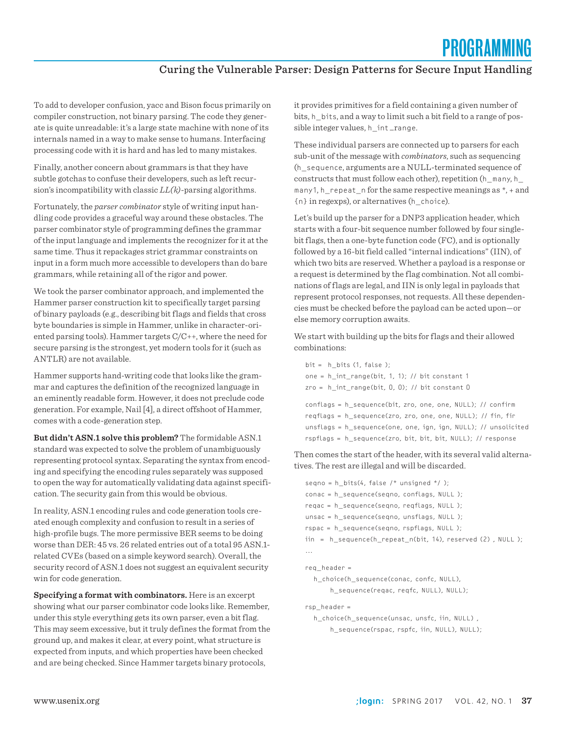To add to developer confusion, yacc and Bison focus primarily on compiler construction, not binary parsing. The code they generate is quite unreadable: it's a large state machine with none of its internals named in a way to make sense to humans. Interfacing processing code with it is hard and has led to many mistakes.

Finally, another concern about grammars is that they have subtle gotchas to confuse their developers, such as left recursion's incompatibility with classic *LL(k)*-parsing algorithms.

Fortunately, the *parser combinator* style of writing input handling code provides a graceful way around these obstacles. The parser combinator style of programming defines the grammar of the input language and implements the recognizer for it at the same time. Thus it repackages strict grammar constraints on input in a form much more accessible to developers than do bare grammars, while retaining all of the rigor and power.

We took the parser combinator approach, and implemented the Hammer parser construction kit to specifically target parsing of binary payloads (e.g., describing bit flags and fields that cross byte boundaries is simple in Hammer, unlike in character-oriented parsing tools). Hammer targets C/C++, where the need for secure parsing is the strongest, yet modern tools for it (such as ANTLR) are not available.

Hammer supports hand-writing code that looks like the grammar and captures the definition of the recognized language in an eminently readable form. However, it does not preclude code generation. For example, Nail [4], a direct offshoot of Hammer, comes with a code-generation step.

**But didn't ASN.1 solve this problem?** The formidable ASN.1 standard was expected to solve the problem of unambiguously representing protocol syntax. Separating the syntax from encoding and specifying the encoding rules separately was supposed to open the way for automatically validating data against specification. The security gain from this would be obvious.

In reality, ASN.1 encoding rules and code generation tools created enough complexity and confusion to result in a series of high-profile bugs. The more permissive BER seems to be doing worse than DER: 45 vs. 26 related entries out of a total 95 ASN.1-related CVEs (based on a simple keyword search). Overall, the security record of ASN.1 does not suggest an equivalent security win for code generation.

**Specifying a format with combinators.** Here is an excerpt showing what our parser combinator code looks like. Remember, under this style everything gets its own parser, even a bit flag. This may seem excessive, but it truly defines the format from the ground up, and makes it clear, at every point, what structure is expected from inputs, and which properties have been checked and are being checked. Since Hammer targets binary protocols, it provides primitives for a field containing a given number of bits, `h_bits`, and a way to limit such a bit field to a range of possible integer values, `h_int_range`.

These individual parsers are connected up to parsers for each sub-unit of the message with *combinators*, such as sequencing (`h_sequence`, arguments are a NULL-terminated sequence of constructs that must follow each other), repetition (`h_many`, `h_many1`, `h_repeat_n` for the same respective meanings as *, + and {n} in regexps), or alternatives (`h_choice`).

Let's build up the parser for a DNP3 application header, which starts with a four-bit sequence number followed by four single-bit flags, then a one-byte function code (FC), and is optionally followed by a 16-bit field called "internal indications" (IIN), of which two bits are reserved. Whether a payload is a response or a request is determined by the flag combination. Not all combinations of flags are legal, and IIN is only legal in payloads that represent protocol responses, not requests. All these dependencies must be checked before the payload can be acted upon—or else memory corruption awaits.

We start with building up the bits for flags and their allowed combinations:

```
bit =  h_bits (1, false );
one = h_int_range(bit, 1, 1); // bit constant 1
zro = h_int_range(bit, 0, 0); // bit constant 0

conflags = h_sequence(bit, zro, one, one, NULL); // confirm
reqflags = h_sequence(zro, zro, one, one, NULL); // fin, fir
unsflags = h_sequence(one, one, ign, ign, NULL); // unsolicited
rspflags = h_sequence(zro, bit, bit, bit, NULL); // response
```

Then comes the start of the header, with its several valid alternatives. The rest are illegal and will be discarded.

```
seqno = h_bits(4, false /* unsigned */ );
conac = h_sequence(seqno, conflags, NULL );
reqac = h_sequence(seqno, reqflags, NULL );
unsac = h_sequence(seqno, unsflags, NULL );
rspac = h_sequence(seqno, rspflags, NULL );
iin  =  h_sequence(h_repeat_n(bit, 14), reserved (2) , NULL );
...

req_header =
  h_choice(h_sequence(conac, confc, NULL),
      h_sequence(reqac, reqfc, NULL), NULL);

rsp_header =
  h_choice(h_sequence(unsac, unsfc, iin, NULL) ,
      h_sequence(rspac, rspfc, iin, NULL), NULL);
```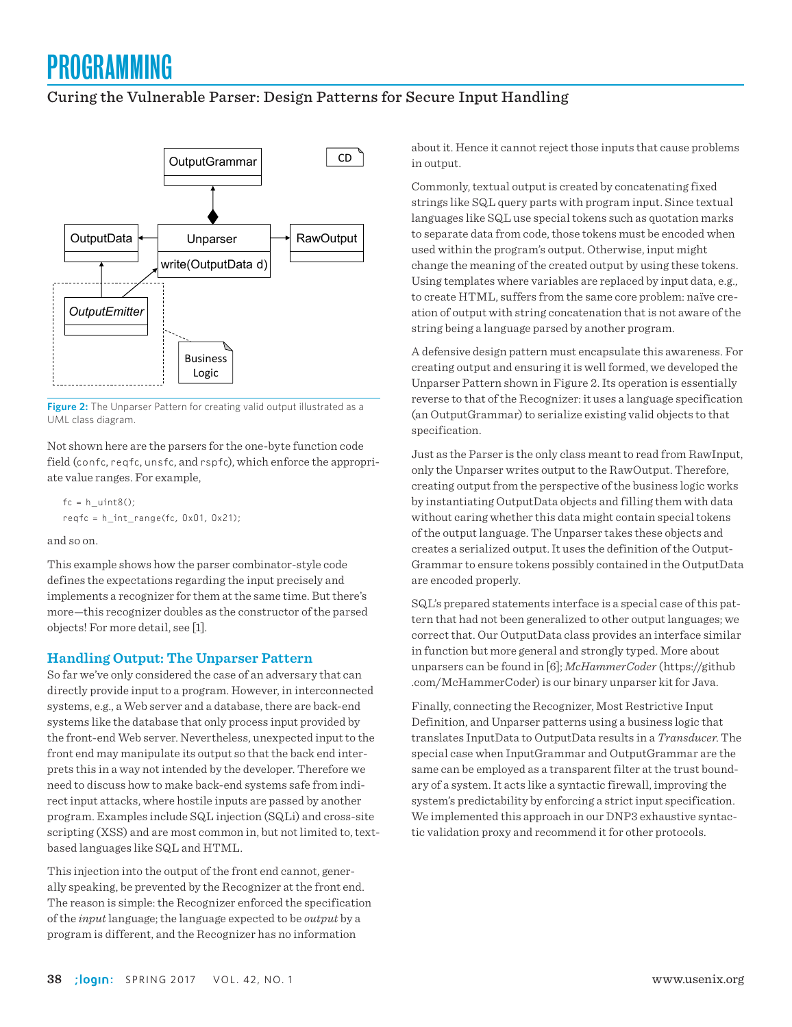Figure 2: The Unparser Pattern for creating valid output illustrated as a UML class diagram.

Not shown here are the parsers for the one-byte function code field (`confc`, `reqfc`, `unsfc`, and `rspfc`), which enforce the appropriate value ranges. For example,

```
fc = h_uint8();
reqfc = h_int_range(fc, 0x01, 0x21);
```

and so on.

This example shows how the parser combinator-style code defines the expectations regarding the input precisely and implements a recognizer for them at the same time. But there's more—this recognizer doubles as the constructor of the parsed objects! For more detail, see [1].

## Handling Output: The Unparser Pattern

So far we've only considered the case of an adversary that can directly provide input to a program. However, in interconnected systems, e.g., a Web server and a database, there are back-end systems like the database that only process input provided by the front-end Web server. Nevertheless, unexpected input to the front end may manipulate its output so that the back end interprets this in a way not intended by the developer. Therefore we need to discuss how to make back-end systems safe from indirect input attacks, where hostile inputs are passed by another program. Examples include SQL injection (SQLi) and cross-site scripting (XSS) and are most common in, but not limited to, text-based languages like SQL and HTML.

This injection into the output of the front end cannot, generally speaking, be prevented by the Recognizer at the front end. The reason is simple: the Recognizer enforced the specification of the *input* language; the language expected to be *output* by a program is different, and the Recognizer has no information about it. Hence it cannot reject those inputs that cause problems in output.

Commonly, textual output is created by concatenating fixed strings like SQL query parts with program input. Since textual languages like SQL use special tokens such as quotation marks to separate data from code, those tokens must be encoded when used within the program's output. Otherwise, input might change the meaning of the created output by using these tokens. Using templates where variables are replaced by input data, e.g., to create HTML, suffers from the same core problem: naïve creation of output with string concatenation that is not aware of the string being a language parsed by another program.

A defensive design pattern must encapsulate this awareness. For creating output and ensuring it is well formed, we developed the Unparser Pattern shown in Figure 2. Its operation is essentially reverse to that of the Recognizer: it uses a language specification (an OutputGrammar) to serialize existing valid objects to that specification.

Just as the Parser is the only class meant to read from RawInput, only the Unparser writes output to the RawOutput. Therefore, creating output from the perspective of the business logic works by instantiating OutputData objects and filling them with data without caring whether this data might contain special tokens of the output language. The Unparser takes these objects and creates a serialized output. It uses the definition of the OutputGrammar to ensure tokens possibly contained in the OutputData are encoded properly.

SQL's prepared statements interface is a special case of this pattern that had not been generalized to other output languages; we correct that. Our OutputData class provides an interface similar in function but more general and strongly typed. More about unparsers can be found in [6]; *McHammerCoder* (https://github.com/McHammerCoder) is our binary unparser kit for Java.

Finally, connecting the Recognizer, Most Restrictive Input Definition, and Unparser patterns using a business logic that translates InputData to OutputData results in a *Transducer*. The special case when InputGrammar and OutputGrammar are the same can be employed as a transparent filter at the trust boundary of a system. It acts like a syntactic firewall, improving the system's predictability by enforcing a strict input specification. We implemented this approach in our DNP3 exhaustive syntactic validation proxy and recommend it for other protocols.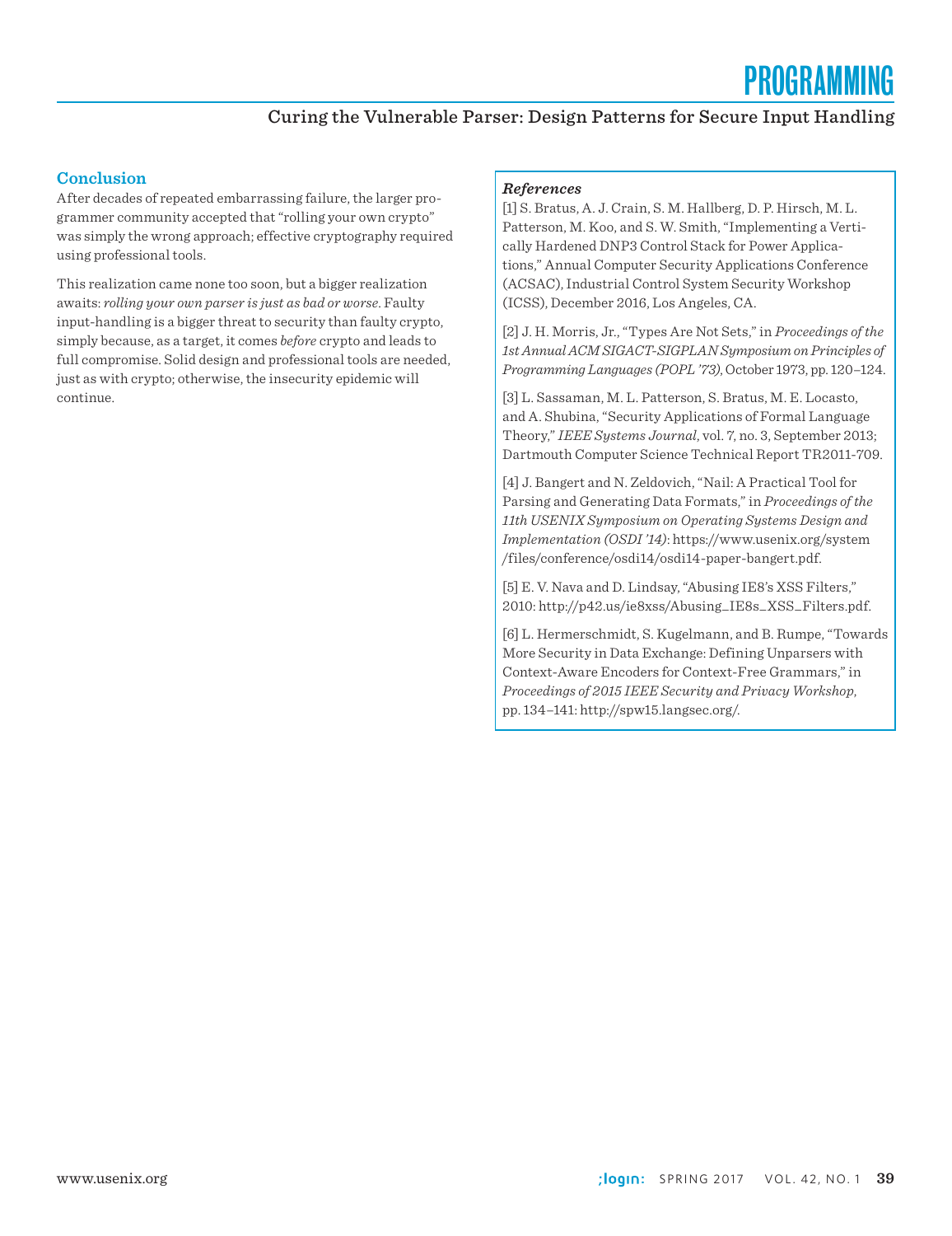## Conclusion

After decades of repeated embarrassing failure, the larger programmer community accepted that "rolling your own crypto" was simply the wrong approach; effective cryptography required using professional tools.

This realization came none too soon, but a bigger realization awaits: *rolling your own parser is just as bad or worse*. Faulty input-handling is a bigger threat to security than faulty crypto, simply because, as a target, it comes *before* crypto and leads to full compromise. Solid design and professional tools are needed, just as with crypto; otherwise, the insecurity epidemic will continue.

### *References*

[1] S. Bratus, A. J. Crain, S. M. Hallberg, D. P. Hirsch, M. L. Patterson, M. Koo, and S. W. Smith, "Implementing a Vertically Hardened DNP3 Control Stack for Power Applications," Annual Computer Security Applications Conference (ACSAC), Industrial Control System Security Workshop (ICSS), December 2016, Los Angeles, CA.

[2] J. H. Morris, Jr., "Types Are Not Sets," in *Proceedings of the 1st Annual ACM SIGACT-SIGPLAN Symposium on Principles of Programming Languages (POPL '73)*, October 1973, pp. 120–124.

[3] L. Sassaman, M. L. Patterson, S. Bratus, M. E. Locasto, and A. Shubina, "Security Applications of Formal Language Theory," *IEEE Systems Journal*, vol. 7, no. 3, September 2013; Dartmouth Computer Science Technical Report TR2011-709.

[4] J. Bangert and N. Zeldovich, "Nail: A Practical Tool for Parsing and Generating Data Formats," in *Proceedings of the 11th USENIX Symposium on Operating Systems Design and Implementation (OSDI '14)*: https://www.usenix.org/system/files/conference/osdi14/osdi14-paper-bangert.pdf.

[5] E. V. Nava and D. Lindsay, "Abusing IE8's XSS Filters," 2010: http://p42.us/ie8xss/Abusing_IE8s_XSS_Filters.pdf.

[6] L. Hermerschmidt, S. Kugelmann, and B. Rumpe, "Towards More Security in Data Exchange: Defining Unparsers with Context-Aware Encoders for Context-Free Grammars," in *Proceedings of 2015 IEEE Security and Privacy Workshop*, pp. 134–141: http://spw15.langsec.org/.